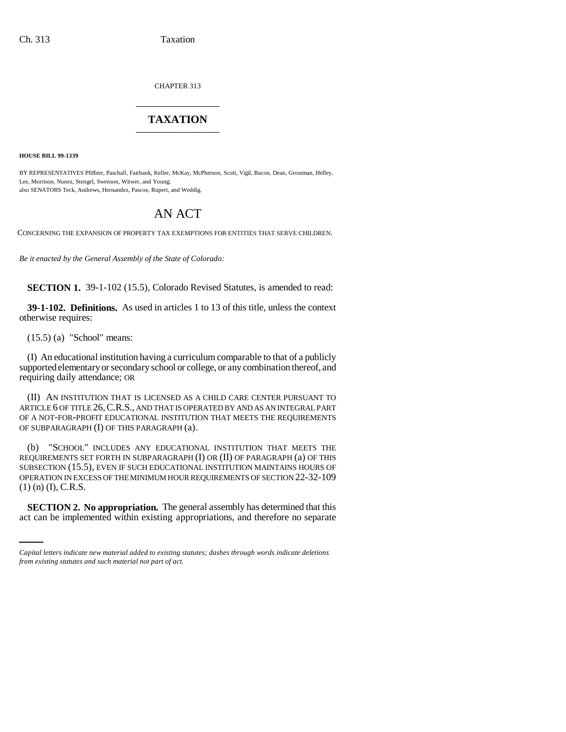CHAPTER 313

# TAXATION

**HOUSE BILL 99-1339**

BY REPRESENTATIVES Pfiffner, Paschall, Fairbank, Keller, McKay, McPherson, Scott, Vigil, Bacon, Dean, Grossman, Hefley, Lee, Morrison, Nunez, Stengel, Swenson, Witwer, and Young;
also SENATORS Teck, Andrews, Hernandez, Pascoe, Rupert, and Weddig.

## AN ACT

CONCERNING THE EXPANSION OF PROPERTY TAX EXEMPTIONS FOR ENTITIES THAT SERVE CHILDREN.

*Be it enacted by the General Assembly of the State of Colorado:*

**SECTION 1.** 39-1-102 (15.5), Colorado Revised Statutes, is amended to read:

**39-1-102. Definitions.** As used in articles 1 to 13 of this title, unless the context otherwise requires:

(15.5) (a) "School" means:

(I) An educational institution having a curriculum comparable to that of a publicly supported elementary or secondary school or college, or any combination thereof, and requiring daily attendance; OR

(II) AN INSTITUTION THAT IS LICENSED AS A CHILD CARE CENTER PURSUANT TO ARTICLE 6 OF TITLE 26, C.R.S., AND THAT IS OPERATED BY AND AS AN INTEGRAL PART OF A NOT-FOR-PROFIT EDUCATIONAL INSTITUTION THAT MEETS THE REQUIREMENTS OF SUBPARAGRAPH (I) OF THIS PARAGRAPH (a).

(b) "SCHOOL" INCLUDES ANY EDUCATIONAL INSTITUTION THAT MEETS THE REQUIREMENTS SET FORTH IN SUBPARAGRAPH (I) OR (II) OF PARAGRAPH (a) OF THIS SUBSECTION (15.5), EVEN IF SUCH EDUCATIONAL INSTITUTION MAINTAINS HOURS OF OPERATION IN EXCESS OF THE MINIMUM HOUR REQUIREMENTS OF SECTION 22-32-109 (1) (n) (I), C.R.S.

**SECTION 2. No appropriation.** The general assembly has determined that this act can be implemented within existing appropriations, and therefore no separate

*Capital letters indicate new material added to existing statutes; dashes through words indicate deletions from existing statutes and such material not part of act.*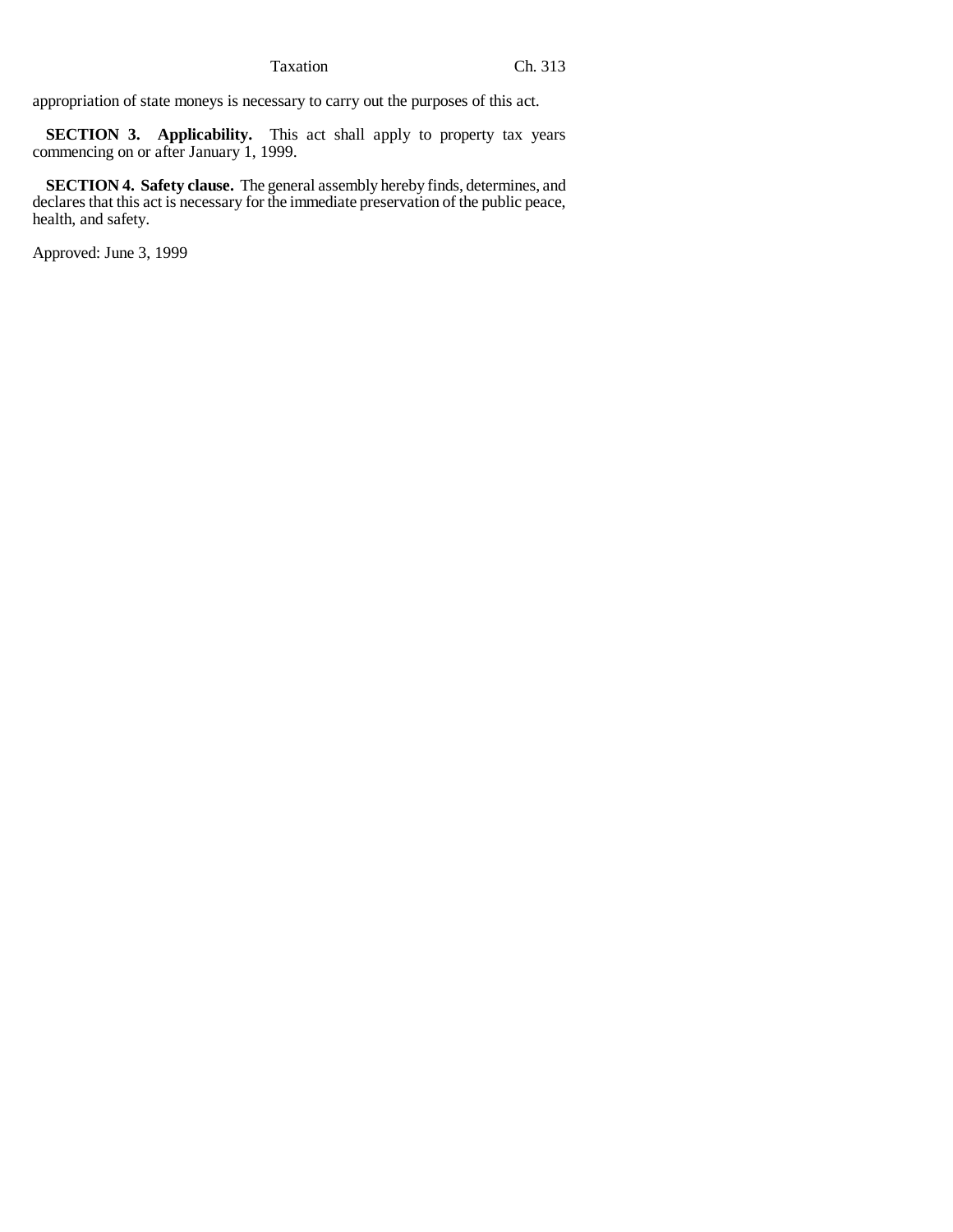appropriation of state moneys is necessary to carry out the purposes of this act.

**SECTION 3. Applicability.** This act shall apply to property tax years commencing on or after January 1, 1999.

**SECTION 4. Safety clause.** The general assembly hereby finds, determines, and declares that this act is necessary for the immediate preservation of the public peace, health, and safety.

Approved: June 3, 1999